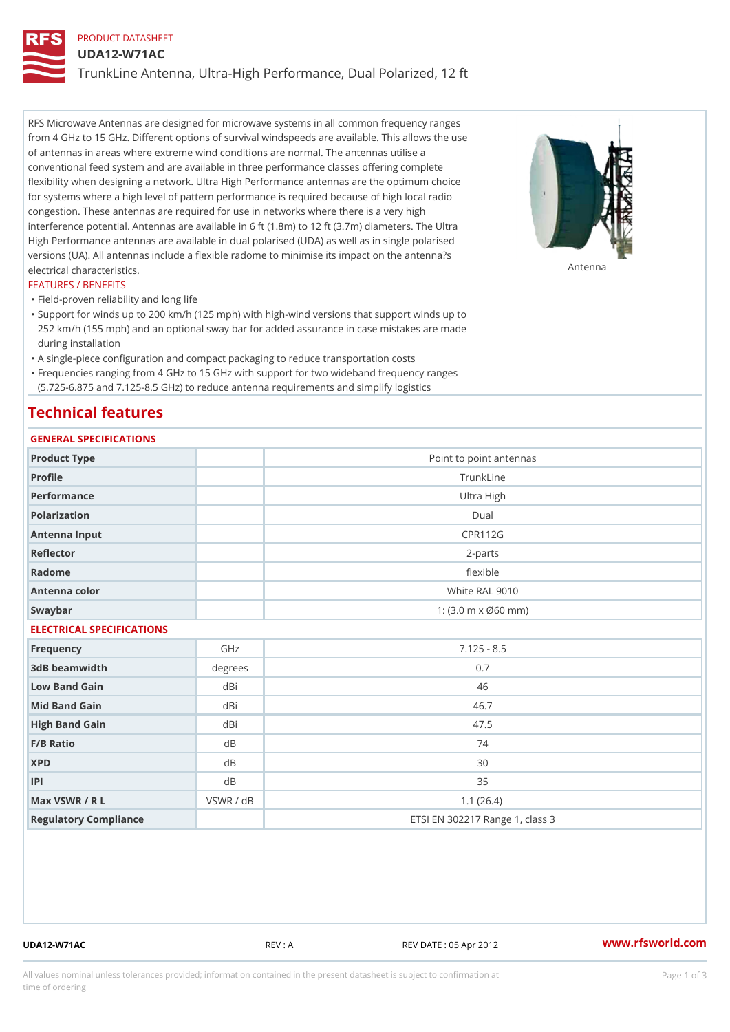PRODUCT DATASHEET

# UDA12-W71AC

## TrunkLine Antenna, Ultra-High Performance, Dual Polarized, 12 ft

RFS Microwave Antennas are designed for microwave systems in all common frequency ranges from 4 GHz to 15 GHz. Different options of survival windspeeds are available. This allows the use of antennas in areas where extreme wind conditions are normal. The antennas utilise a conventional feed system and are available in three performance classes offering complete flexibility when designing a network. Ultra High Performance antennas are the optimum choice for systems where a high level of pattern performance is required because of high local radio congestion. These antennas are required for use in networks where there is a very high interference potential. Antennas are available in 6 ft (1.8m) to 12 ft (3.7m) diameters. The Ultra High Performance antennas are available in dual polarised (UDA) as well as in single polarised versions (UA). All antennas include a flexible radome to minimise its impact on the antenna?s electrical characteristics.

Antenna

### FEATURES / BENEFITS

- Field-proven reliability and long life
- Support for winds up to 200 km/h (125 mph) with high-wind versions that support winds up to 252 km/h (155 mph) and an optional sway bar for added assurance in case mistakes are made during installation
- A single-piece configuration and compact packaging to reduce transportation costs
- Frequencies ranging from 4 GHz to 15 GHz with support for two wideband frequency ranges (5.725-6.875 and 7.125-8.5 GHz) to reduce antenna requirements and simplify logistics

## Technical features

### GENERAL SPECIFICATIONS

| | | |
|---|---|---|
| Product Type | | Point to point antennas |
| Profile | | TrunkLine |
| Performance | | Ultra High |
| Polarization | | Dual |
| Antenna Input | | CPR112G |
| Reflector | | 2-parts |
| Radome | | flexible |
| Antenna color | | White RAL 9010 |
| Swaybar | | 1: (3.0 m x Ø60 mm) |

### ELECTRICAL SPECIFICATIONS

| | | |
|---|---|---|
| Frequency | GHz | 7.125 - 8.5 |
| 3dB beamwidth | degrees | 0.7 |
| Low Band Gain | dBi | 46 |
| Mid Band Gain | dBi | 46.7 |
| High Band Gain | dBi | 47.5 |
| F/B Ratio | dB | 74 |
| XPD | dB | 30 |
| IPI | dB | 35 |
| Max VSWR / R L | VSWR / dB | 1.1 (26.4) |
| Regulatory Compliance | | ETSI EN 302217 Range 1, class 3 |

UDA12-W71AC REV : A REV DATE : 05 Apr 2012 www.rfsworld.com

All values nominal unless tolerances provided; information contained in the present datasheet is subject to confirmation at time of ordering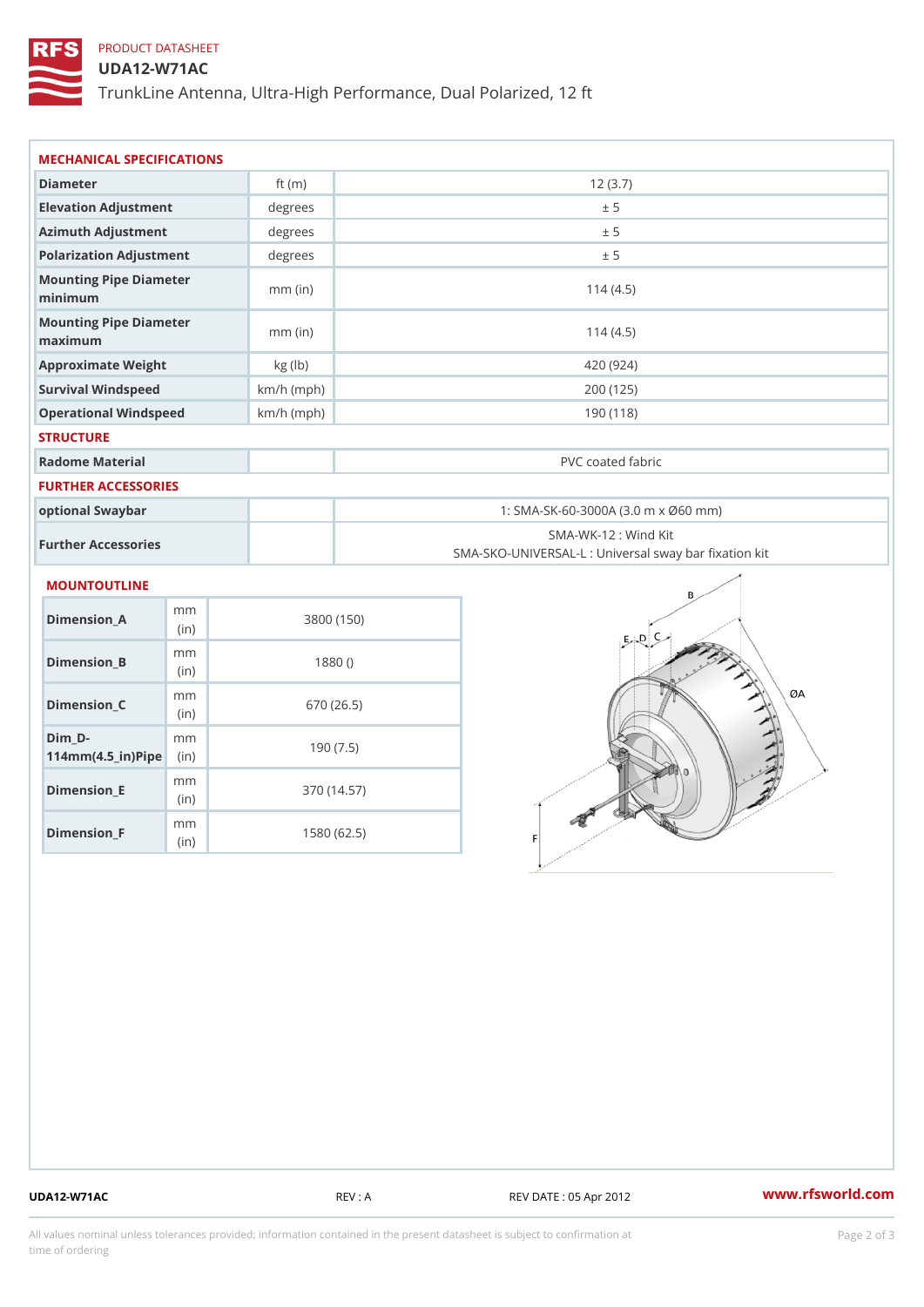PRODUCT DATASHEET

# UDA12-W71AC

TrunkLine Antenna, Ultra-High Performance, Dual Polarized, 12 ft

## MECHANICAL SPECIFICATIONS

| | | |
|---|---|---|
| Diameter | ft (m) | 12 (3.7) |
| Elevation Adjustment | degrees | ± 5 |
| Azimuth Adjustment | degrees | ± 5 |
| Polarization Adjustment | degrees | ± 5 |
| Mounting Pipe Diameter minimum | mm (in) | 114 (4.5) |
| Mounting Pipe Diameter maximum | mm (in) | 114 (4.5) |
| Approximate Weight | kg (lb) | 420 (924) |
| Survival Windspeed | km/h (mph) | 200 (125) |
| Operational Windspeed | km/h (mph) | 190 (118) |

## STRUCTURE

| | | |
|---|---|---|
| Radome Material | | PVC coated fabric |

## FURTHER ACCESSORIES

| | | |
|---|---|---|
| optional Swaybar | | 1: SMA-SK-60-3000A (3.0 m x Ø60 mm) |
| Further Accessories | | SMA-WK-12 : Wind Kit<br>SMA-SKO-UNIVERSAL-L : Universal sway bar fixation kit |

## MOUNTOUTLINE

| | | |
|---|---|---|
| Dimension_A | mm (in) | 3800 (150) |
| Dimension_B | mm (in) | 1880 () |
| Dimension_C | mm (in) | 670 (26.5) |
| Dim_D-114mm(4.5_in)Pipe | mm (in) | 190 (7.5) |
| Dimension_E | mm (in) | 370 (14.57) |
| Dimension_F | mm (in) | 1580 (62.5) |

UDA12-W71AC | REV : A | REV DATE : 05 Apr 2012 | www.rfsworld.com

All values nominal unless tolerances provided; information contained in the present datasheet is subject to confirmation at time of ordering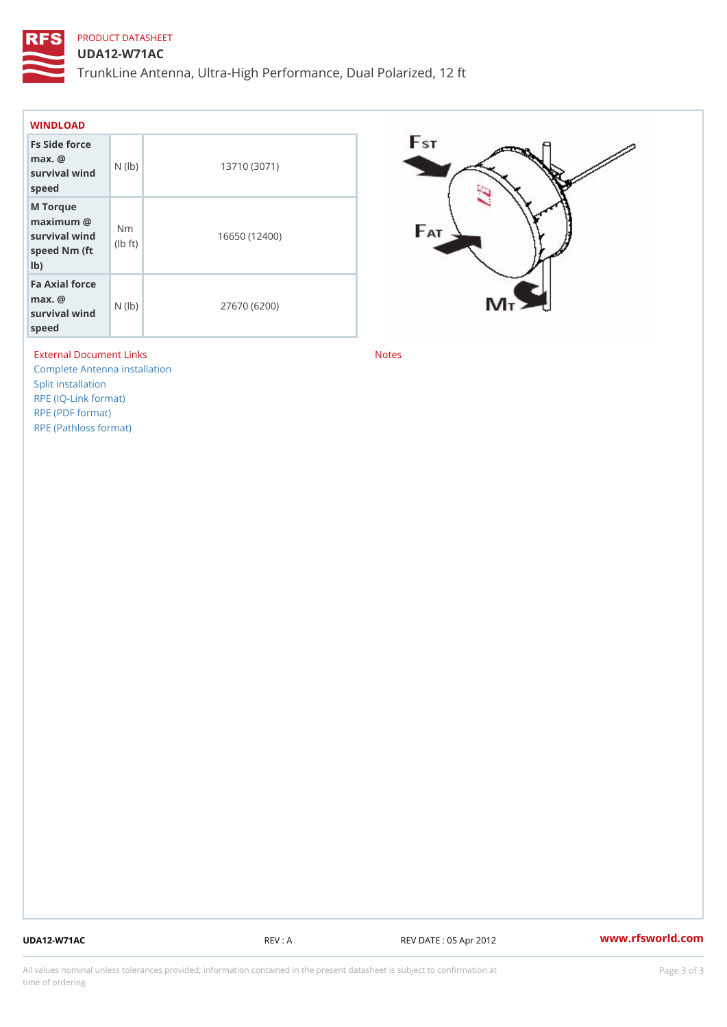PRODUCT DATASHEET

# UDA12-W71AC

TrunkLine Antenna, Ultra-High Performance, Dual Polarized, 12 ft

## WINDLOAD

| | | |
|---|---|---|
| Fs Side force max. @ survival wind speed | N (lb) | 13710 (3071) |
| M Torque maximum @ survival wind speed Nm (ft lb) | Nm (lb ft) | 16650 (12400) |
| Fa Axial force max. @ survival wind speed | N (lb) | 27670 (6200) |

FST

FAT

MT

### External Document Links

Complete Antenna installation

Split installation

RPE (IQ-Link format)

RPE (PDF format)

RPE (Pathloss format)

### Notes

UDA12-W71AC REV : A REV DATE : 05 Apr 2012 www.rfsworld.com

All values nominal unless tolerances provided; information contained in the present datasheet is subject to confirmation at time of ordering